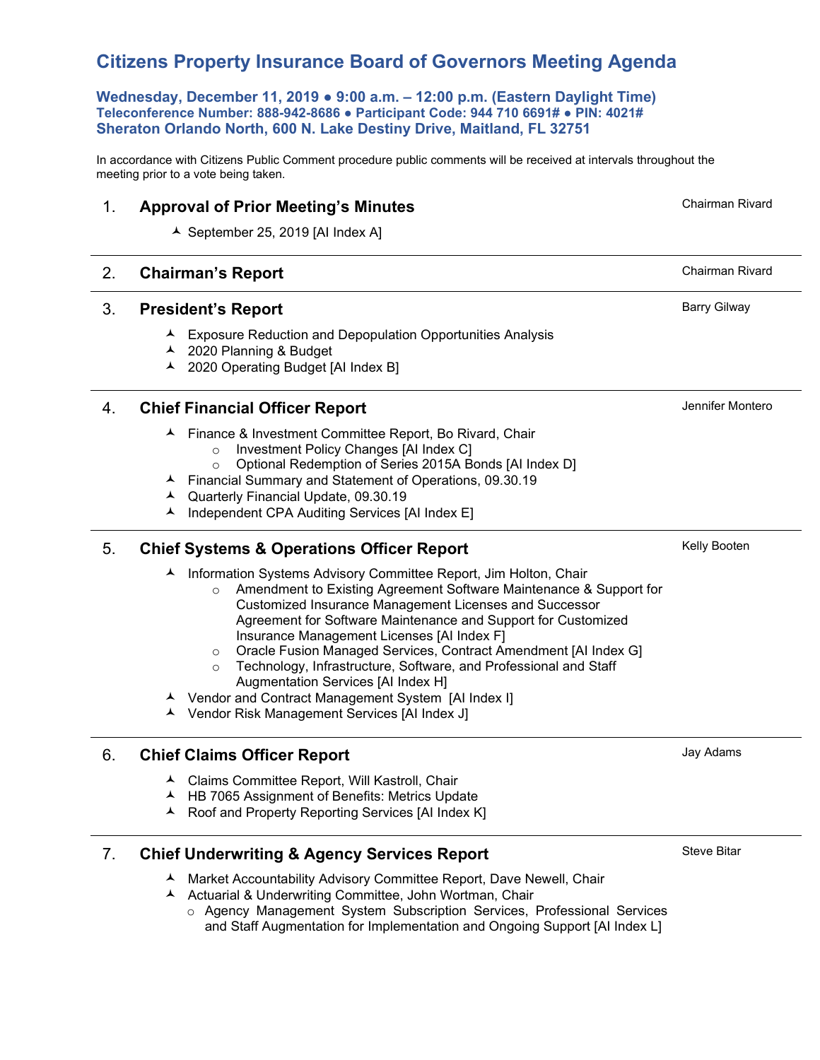# Citizens Property Insurance Board of Governors Meeting Agenda

**Wednesday, December 11, 2019 ● 9:00 a.m. – 12:00 p.m. (Eastern Daylight Time)**
**Teleconference Number: 888-942-8686 ● Participant Code: 944 710 6691# ● PIN: 4021#**
**Sheraton Orlando North, 600 N. Lake Destiny Drive, Maitland, FL 32751**

In accordance with Citizens Public Comment procedure public comments will be received at intervals throughout the meeting prior to a vote being taken.

## 1. Approval of Prior Meeting's Minutes — Chairman Rivard

- September 25, 2019 [AI Index A]

## 2. Chairman's Report — Chairman Rivard

## 3. President's Report — Barry Gilway

- Exposure Reduction and Depopulation Opportunities Analysis
- 2020 Planning & Budget
- 2020 Operating Budget [AI Index B]

## 4. Chief Financial Officer Report — Jennifer Montero

- Finance & Investment Committee Report, Bo Rivard, Chair
  - Investment Policy Changes [AI Index C]
  - Optional Redemption of Series 2015A Bonds [AI Index D]
- Financial Summary and Statement of Operations, 09.30.19
- Quarterly Financial Update, 09.30.19
- Independent CPA Auditing Services [AI Index E]

## 5. Chief Systems & Operations Officer Report — Kelly Booten

- Information Systems Advisory Committee Report, Jim Holton, Chair
  - Amendment to Existing Agreement Software Maintenance & Support for Customized Insurance Management Licenses and Successor Agreement for Software Maintenance and Support for Customized Insurance Management Licenses [AI Index F]
  - Oracle Fusion Managed Services, Contract Amendment [AI Index G]
  - Technology, Infrastructure, Software, and Professional and Staff Augmentation Services [AI Index H]
- Vendor and Contract Management System [AI Index I]
- Vendor Risk Management Services [AI Index J]

## 6. Chief Claims Officer Report — Jay Adams

- Claims Committee Report, Will Kastroll, Chair
- HB 7065 Assignment of Benefits: Metrics Update
- Roof and Property Reporting Services [AI Index K]

## 7. Chief Underwriting & Agency Services Report — Steve Bitar

- Market Accountability Advisory Committee Report, Dave Newell, Chair
- Actuarial & Underwriting Committee, John Wortman, Chair
  - Agency Management System Subscription Services, Professional Services and Staff Augmentation for Implementation and Ongoing Support [AI Index L]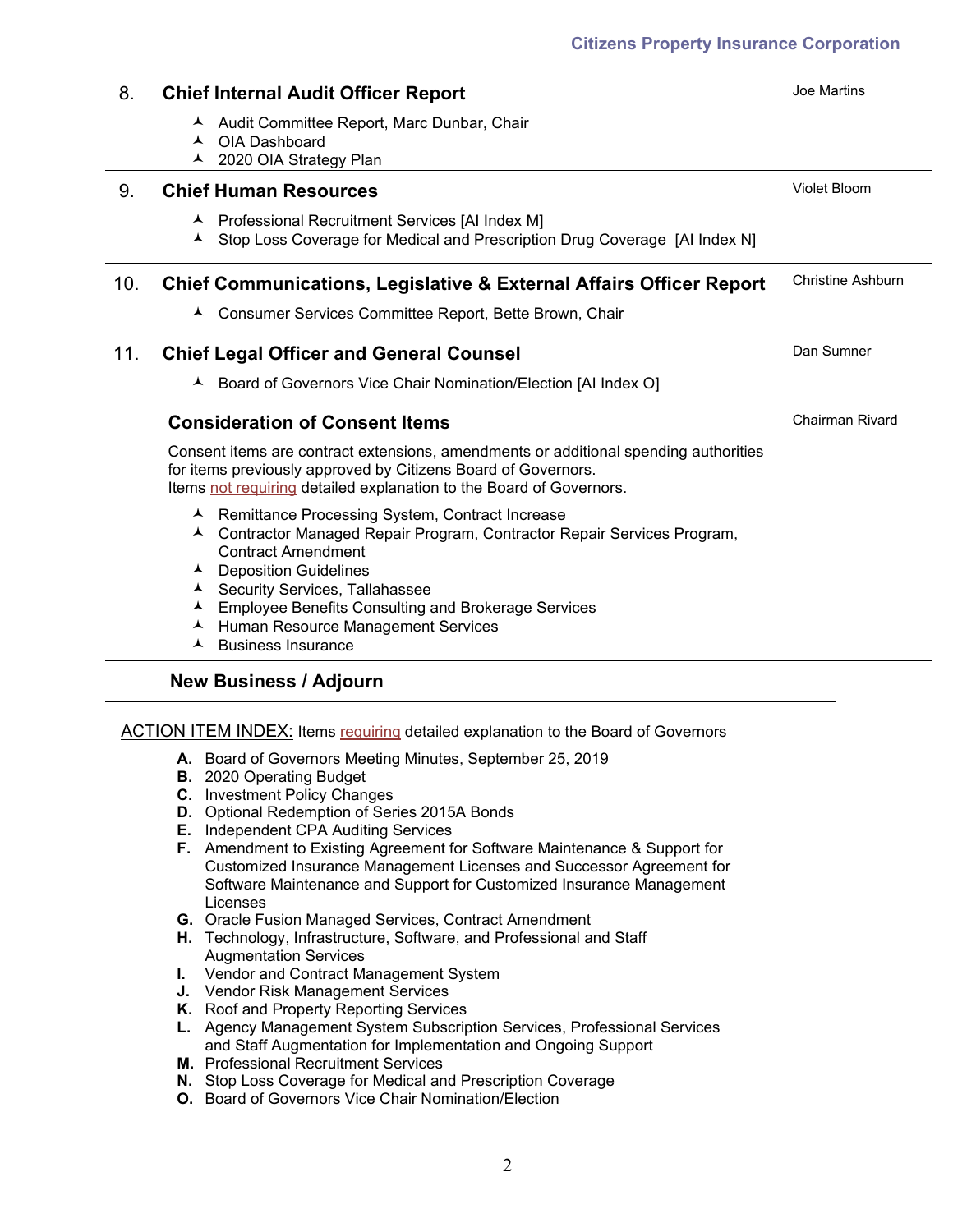## 8. Chief Internal Audit Officer Report

Joe Martins

- Audit Committee Report, Marc Dunbar, Chair
- OIA Dashboard
- 2020 OIA Strategy Plan

## 9. Chief Human Resources

Violet Bloom

- Professional Recruitment Services [AI Index M]
- Stop Loss Coverage for Medical and Prescription Drug Coverage [AI Index N]

## 10. Chief Communications, Legislative & External Affairs Officer Report

Christine Ashburn

- Consumer Services Committee Report, Bette Brown, Chair

## 11. Chief Legal Officer and General Counsel

Dan Sumner

- Board of Governors Vice Chair Nomination/Election [AI Index O]

## Consideration of Consent Items

Chairman Rivard

Consent items are contract extensions, amendments or additional spending authorities for items previously approved by Citizens Board of Governors.
Items not requiring detailed explanation to the Board of Governors.

- Remittance Processing System, Contract Increase
- Contractor Managed Repair Program, Contractor Repair Services Program, Contract Amendment
- Deposition Guidelines
- Security Services, Tallahassee
- Employee Benefits Consulting and Brokerage Services
- Human Resource Management Services
- Business Insurance

## New Business / Adjourn

ACTION ITEM INDEX: Items requiring detailed explanation to the Board of Governors

- **A.** Board of Governors Meeting Minutes, September 25, 2019
- **B.** 2020 Operating Budget
- **C.** Investment Policy Changes
- **D.** Optional Redemption of Series 2015A Bonds
- **E.** Independent CPA Auditing Services
- **F.** Amendment to Existing Agreement for Software Maintenance & Support for Customized Insurance Management Licenses and Successor Agreement for Software Maintenance and Support for Customized Insurance Management Licenses
- **G.** Oracle Fusion Managed Services, Contract Amendment
- **H.** Technology, Infrastructure, Software, and Professional and Staff Augmentation Services
- **I.** Vendor and Contract Management System
- **J.** Vendor Risk Management Services
- **K.** Roof and Property Reporting Services
- **L.** Agency Management System Subscription Services, Professional Services and Staff Augmentation for Implementation and Ongoing Support
- **M.** Professional Recruitment Services
- **N.** Stop Loss Coverage for Medical and Prescription Coverage
- **O.** Board of Governors Vice Chair Nomination/Election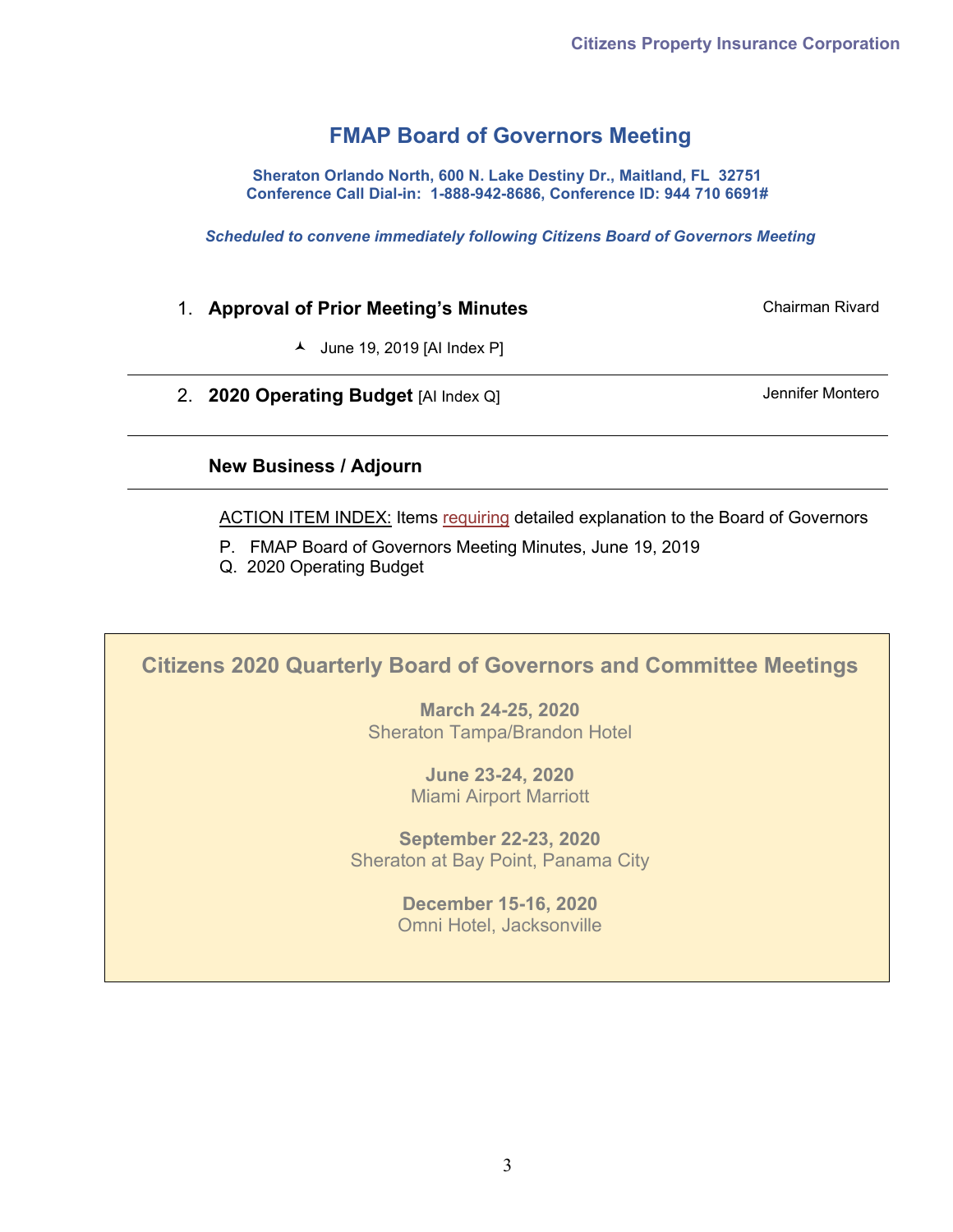# FMAP Board of Governors Meeting

**Sheraton Orlando North, 600 N. Lake Destiny Dr., Maitland, FL 32751**
**Conference Call Dial-in: 1-888-942-8686, Conference ID: 944 710 6691#**

***Scheduled to convene immediately following Citizens Board of Governors Meeting***

1. **Approval of Prior Meeting's Minutes** — Chairman Rivard
   - June 19, 2019 [AI Index P]

---

2. **2020 Operating Budget** [AI Index Q] — Jennifer Montero

---

**New Business / Adjourn**

---

ACTION ITEM INDEX: Items requiring detailed explanation to the Board of Governors

P. FMAP Board of Governors Meeting Minutes, June 19, 2019
Q. 2020 Operating Budget

## Citizens 2020 Quarterly Board of Governors and Committee Meetings

**March 24-25, 2020**
Sheraton Tampa/Brandon Hotel

**June 23-24, 2020**
Miami Airport Marriott

**September 22-23, 2020**
Sheraton at Bay Point, Panama City

**December 15-16, 2020**
Omni Hotel, Jacksonville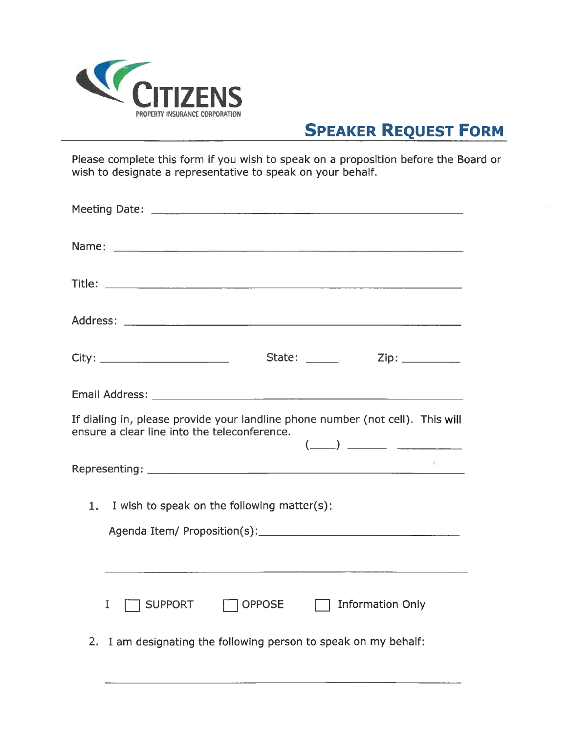CITIZENS
PROPERTY INSURANCE CORPORATION

# SPEAKER REQUEST FORM

Please complete this form if you wish to speak on a proposition before the Board or wish to designate a representative to speak on your behalf.

Meeting Date: ______________________________

Name: ______________________________

Title: ______________________________

Address: ______________________________

City: ____________________ State: _____ Zip: __________

Email Address: ______________________________

If dialing in, please provide your landline phone number (not cell). This will ensure a clear line into the teleconference.

(____) ______ __________

Representing: ______________________________

1. I wish to speak on the following matter(s):

   Agenda Item/ Proposition(s):______________________________

   ______________________________

   I ☐ SUPPORT ☐ OPPOSE ☐ Information Only

2. I am designating the following person to speak on my behalf:

   ______________________________